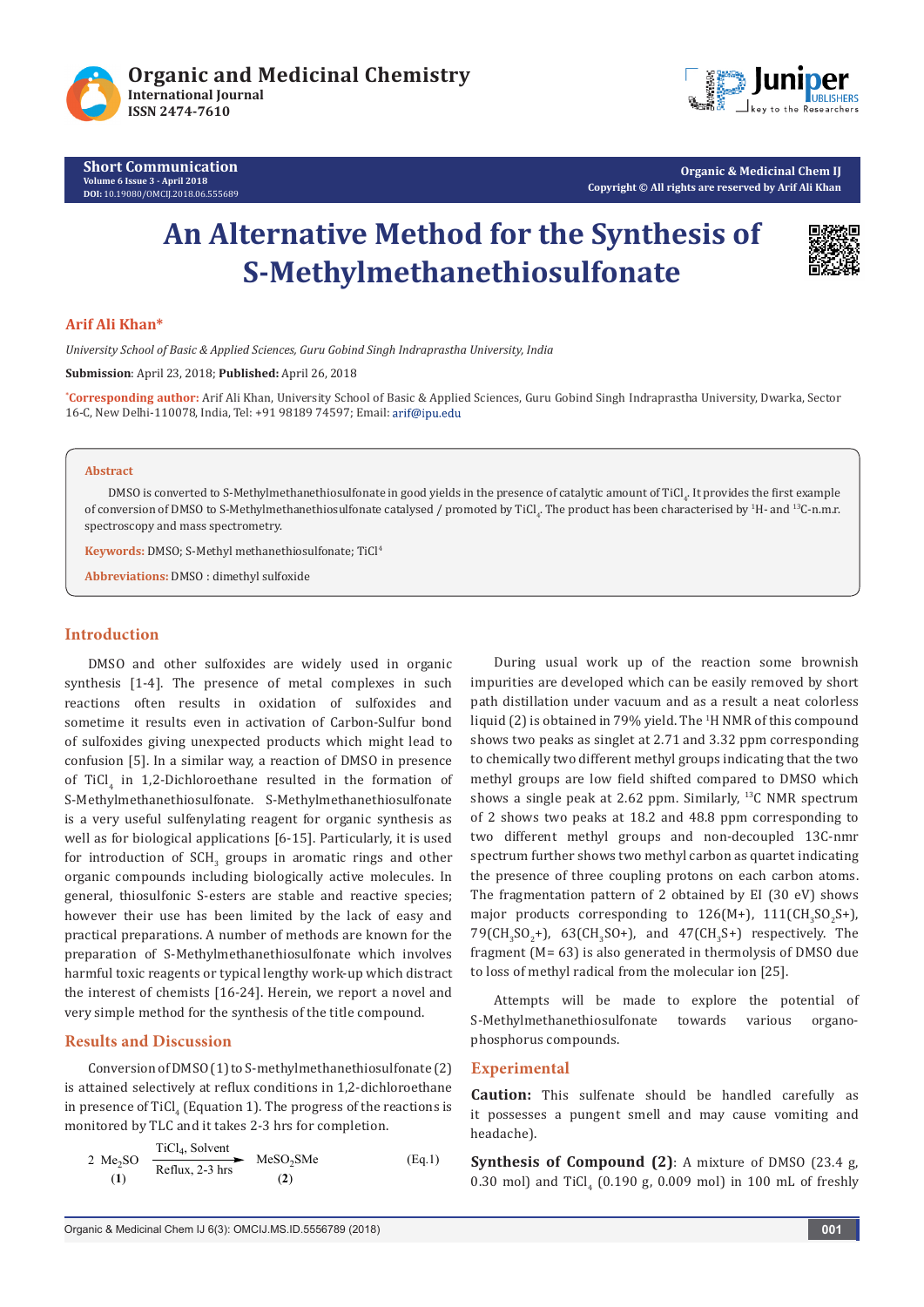# An Alternative Method for the Synthesis of S-Methylmethanethiosulfonate

**Arif Ali Khan***

*University School of Basic & Applied Sciences, Guru Gobind Singh Indraprastha University, India*

**Submission**: April 23, 2018; **Published:** April 26, 2018

*Corresponding author: Arif Ali Khan, University School of Basic & Applied Sciences, Guru Gobind Singh Indraprastha University, Dwarka, Sector 16-C, New Delhi-110078, India, Tel: +91 98189 74597; Email: arif@ipu.edu

## Abstract

DMSO is converted to S-Methylmethanethiosulfonate in good yields in the presence of catalytic amount of $TiCl_4$. It provides the first example of conversion of DMSO to S-Methylmethanethiosulfonate catalysed / promoted by $TiCl_4$. The product has been characterised by $^1$H- and $^{13}$C-n.m.r. spectroscopy and mass spectrometry.

**Keywords:** DMSO; S-Methyl methanethiosulfonate; TiCl4

**Abbreviations:** DMSO : dimethyl sulfoxide

## Introduction

DMSO and other sulfoxides are widely used in organic synthesis [1-4]. The presence of metal complexes in such reactions often results in oxidation of sulfoxides and sometime it results even in activation of Carbon-Sulfur bond of sulfoxides giving unexpected products which might lead to confusion [5]. In a similar way, a reaction of DMSO in presence of $TiCl_4$ in 1,2-Dichloroethane resulted in the formation of S-Methylmethanethiosulfonate. S-Methylmethanethiosulfonate is a very useful sulfenylating reagent for organic synthesis as well as for biological applications [6-15]. Particularly, it is used for introduction of $SCH_3$ groups in aromatic rings and other organic compounds including biologically active molecules. In general, thiosulfonic S-esters are stable and reactive species; however their use has been limited by the lack of easy and practical preparations. A number of methods are known for the preparation of S-Methylmethanethiosulfonate which involves harmful toxic reagents or typical lengthy work-up which distract the interest of chemists [16-24]. Herein, we report a novel and very simple method for the synthesis of the title compound.

## Results and Discussion

Conversion of DMSO (1) to S-methylmethanethiosulfonate (2) is attained selectively at reflux conditions in 1,2-dichloroethane in presence of $TiCl_4$ (Equation 1). The progress of the reactions is monitored by TLC and it takes 2-3 hrs for completion.

$$2\ \underset{(\mathbf{1})}{Me_2SO} \xrightarrow[\text{Reflux, 2-3 hrs}]{TiCl_4,\ \text{Solvent}} \underset{(\mathbf{2})}{MeSO_2SMe} \qquad \text{(Eq.1)}$$

During usual work up of the reaction some brownish impurities are developed which can be easily removed by short path distillation under vacuum and as a result a neat colorless liquid (2) is obtained in 79% yield. The $^1$H NMR of this compound shows two peaks as singlet at 2.71 and 3.32 ppm corresponding to chemically two different methyl groups indicating that the two methyl groups are low field shifted compared to DMSO which shows a single peak at 2.62 ppm. Similarly, $^{13}$C NMR spectrum of 2 shows two peaks at 18.2 and 48.8 ppm corresponding to two different methyl groups and non-decoupled 13C-nmr spectrum further shows two methyl carbon as quartet indicating the presence of three coupling protons on each carbon atoms. The fragmentation pattern of 2 obtained by EI (30 eV) shows major products corresponding to 126(M+), 111($CH_3SO_2S$+), 79($CH_3SO_2$+), 63($CH_3SO$+), and 47($CH_3S$+) respectively. The fragment (M= 63) is also generated in thermolysis of DMSO due to loss of methyl radical from the molecular ion [25].

Attempts will be made to explore the potential of S-Methylmethanethiosulfonate towards various organo-phosphorus compounds.

## Experimental

**Caution:** This sulfenate should be handled carefully as it possesses a pungent smell and may cause vomiting and headache).

**Synthesis of Compound (2)**: A mixture of DMSO (23.4 g, 0.30 mol) and $TiCl_4$ (0.190 g, 0.009 mol) in 100 mL of freshly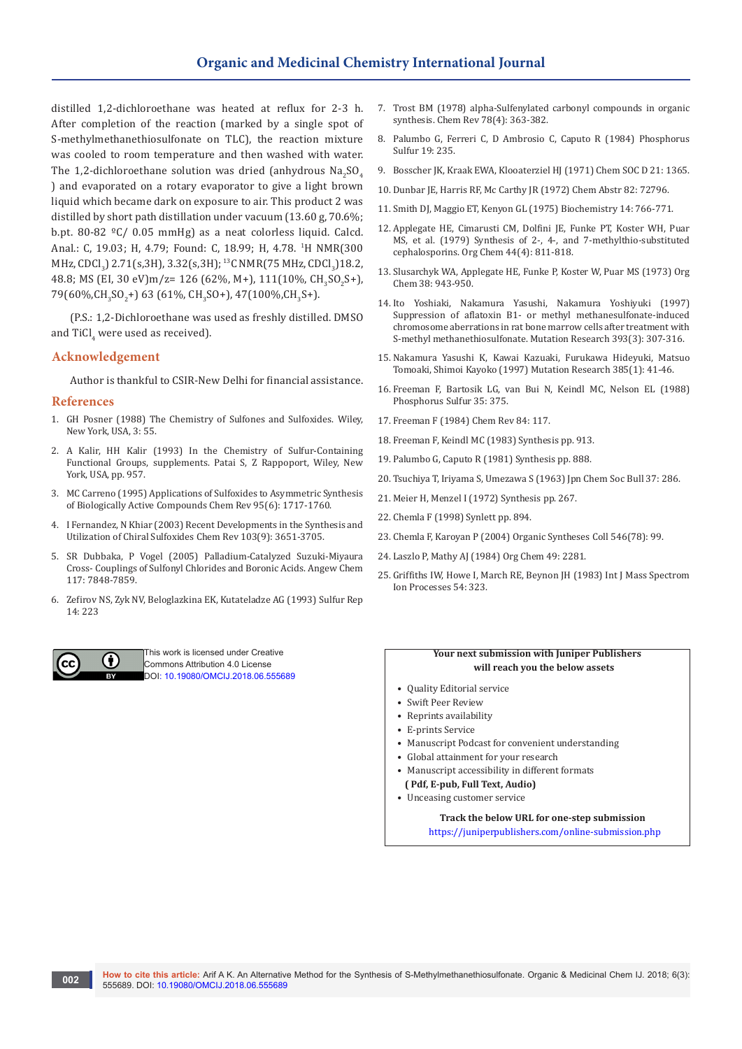distilled 1,2-dichloroethane was heated at reflux for 2-3 h. After completion of the reaction (marked by a single spot of S-methylmethanethiosulfonate on TLC), the reaction mixture was cooled to room temperature and then washed with water. The 1,2-dichloroethane solution was dried (anhydrous $Na_2SO_4$) and evaporated on a rotary evaporator to give a light brown liquid which became dark on exposure to air. This product 2 was distilled by short path distillation under vacuum (13.60 g, 70.6%; b.pt. 80-82 ºC/ 0.05 mmHg) as a neat colorless liquid. Calcd. Anal.: C, 19.03; H, 4.79; Found: C, 18.99; H, 4.78. $^1$H NMR(300 MHz, $CDCl_3$) 2.71(s,3H), 3.32(s,3H); $^{13}$C NMR(75 MHz, $CDCl_3$)18.2, 48.8; MS (EI, 30 eV)m/z= 126 (62%, M+), 111(10%, $CH_3SO_2S+$), 79(60%,$CH_3SO_2+$) 63 (61%, $CH_3SO+$), 47(100%,$CH_3S+$).

(P.S.: 1,2-Dichloroethane was used as freshly distilled. DMSO and $TiCl_4$ were used as received).

## Acknowledgement

Author is thankful to CSIR-New Delhi for financial assistance.

## References

1. GH Posner (1988) The Chemistry of Sulfones and Sulfoxides. Wiley, New York, USA, 3: 55.
2. A Kalir, HH Kalir (1993) In the Chemistry of Sulfur-Containing Functional Groups, supplements. Patai S, Z Rappoport, Wiley, New York, USA, pp. 957.
3. MC Carreno (1995) Applications of Sulfoxides to Asymmetric Synthesis of Biologically Active Compounds Chem Rev 95(6): 1717-1760.
4. I Fernandez, N Khiar (2003) Recent Developments in the Synthesis and Utilization of Chiral Sulfoxides Chem Rev 103(9): 3651-3705.
5. SR Dubbaka, P Vogel (2005) Palladium-Catalyzed Suzuki-Miyaura Cross- Couplings of Sulfonyl Chlorides and Boronic Acids. Angew Chem 117: 7848-7859.
6. Zefirov NS, Zyk NV, Beloglazkina EK, Kutateladze AG (1993) Sulfur Rep 14: 223
7. Trost BM (1978) alpha-Sulfenylated carbonyl compounds in organic synthesis. Chem Rev 78(4): 363-382.
8. Palumbo G, Ferreri C, D Ambrosio C, Caputo R (1984) Phosphorus Sulfur 19: 235.
9. Bosscher JK, Kraak EWA, Klooaterziel HJ (1971) Chem SOC D 21: 1365.
10. Dunbar JE, Harris RF, Mc Carthy JR (1972) Chem Abstr 82: 72796.
11. Smith DJ, Maggio ET, Kenyon GL (1975) Biochemistry 14: 766-771.
12. Applegate HE, Cimarusti CM, Dolfini JE, Funke PT, Koster WH, Puar MS, et al. (1979) Synthesis of 2-, 4-, and 7-methylthio-substituted cephalosporins. Org Chem 44(4): 811-818.
13. Slusarchyk WA, Applegate HE, Funke P, Koster W, Puar MS (1973) Org Chem 38: 943-950.
14. Ito Yoshiaki, Nakamura Yasushi, Nakamura Yoshiyuki (1997) Suppression of aflatoxin B1- or methyl methanesulfonate-induced chromosome aberrations in rat bone marrow cells after treatment with S-methyl methanethiosulfonate. Mutation Research 393(3): 307-316.
15. Nakamura Yasushi K, Kawai Kazuaki, Furukawa Hideyuki, Matsuo Tomoaki, Shimoi Kayoko (1997) Mutation Research 385(1): 41-46.
16. Freeman F, Bartosik LG, van Bui N, Keindl MC, Nelson EL (1988) Phosphorus Sulfur 35: 375.
17. Freeman F (1984) Chem Rev 84: 117.
18. Freeman F, Keindl MC (1983) Synthesis pp. 913.
19. Palumbo G, Caputo R (1981) Synthesis pp. 888.
20. Tsuchiya T, Iriyama S, Umezawa S (1963) Jpn Chem Soc Bull 37: 286.
21. Meier H, Menzel I (1972) Synthesis pp. 267.
22. Chemla F (1998) Synlett pp. 894.
23. Chemla F, Karoyan P (2004) Organic Syntheses Coll 546(78): 99.
24. Laszlo P, Mathy AJ (1984) Org Chem 49: 2281.
25. Griffiths IW, Howe I, March RE, Beynon JH (1983) Int J Mass Spectrom Ion Processes 54: 323.

This work is licensed under Creative Commons Attribution 4.0 License
DOI: 10.19080/OMCIJ.2018.06.555689

**Your next submission with Juniper Publishers will reach you the below assets**

- Quality Editorial service
- Swift Peer Review
- Reprints availability
- E-prints Service
- Manuscript Podcast for convenient understanding
- Global attainment for your research
- Manuscript accessibility in different formats
  **( Pdf, E-pub, Full Text, Audio)**
- Unceasing customer service

**Track the below URL for one-step submission**
https://juniperpublishers.com/online-submission.php

**How to cite this article:** Arif A K. An Alternative Method for the Synthesis of S-Methylmethanethiosulfonate. Organic & Medicinal Chem IJ. 2018; 6(3): 555689. DOI: 10.19080/OMCIJ.2018.06.555689